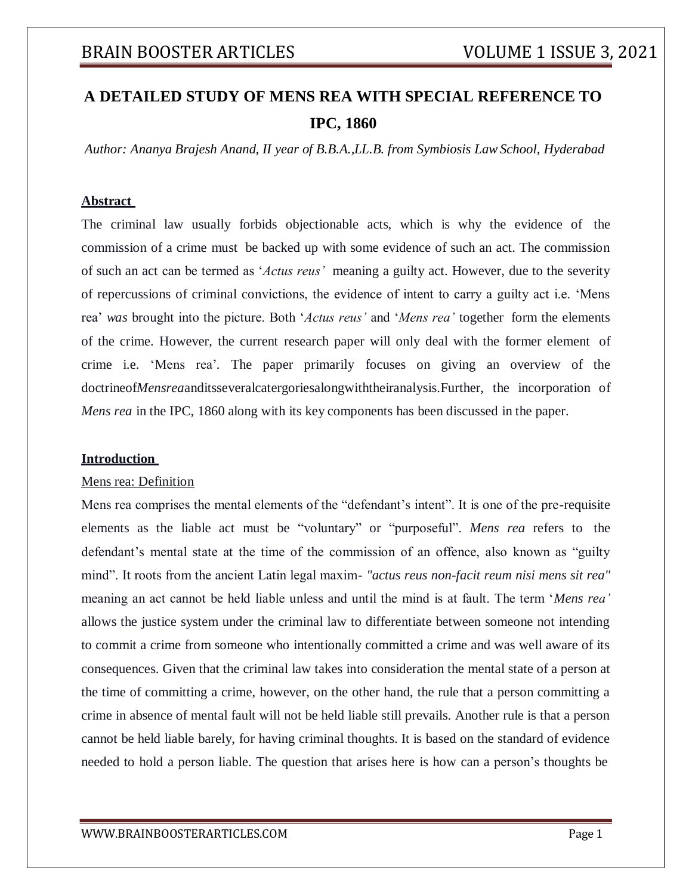# A DETAILED STUDY OF MENS REA WITH SPECIAL REFERENCE TO IPC, 1860

*Author: Ananya Brajesh Anand, II year of B.B.A.,LL.B. from Symbiosis Law School, Hyderabad*

## Abstract

The criminal law usually forbids objectionable acts, which is why the evidence of the commission of a crime must be backed up with some evidence of such an act. The commission of such an act can be termed as '*Actus reus*' meaning a guilty act. However, due to the severity of repercussions of criminal convictions, the evidence of intent to carry a guilty act i.e. 'Mens rea' *was* brought into the picture. Both '*Actus reus*' and '*Mens rea*' together form the elements of the crime. However, the current research paper will only deal with the former element of crime i.e. 'Mens rea'. The paper primarily focuses on giving an overview of the doctrineof*Mensrea*anditsseveralcatergoriesalongwiththeiranalysis.Further, the incorporation of *Mens rea* in the IPC, 1860 along with its key components has been discussed in the paper.

## Introduction

### Mens rea: Definition

Mens rea comprises the mental elements of the "defendant's intent". It is one of the pre-requisite elements as the liable act must be "voluntary" or "purposeful". *Mens rea* refers to the defendant's mental state at the time of the commission of an offence, also known as "guilty mind". It roots from the ancient Latin legal maxim- *"actus reus non-facit reum nisi mens sit rea"* meaning an act cannot be held liable unless and until the mind is at fault. The term '*Mens rea*' allows the justice system under the criminal law to differentiate between someone not intending to commit a crime from someone who intentionally committed a crime and was well aware of its consequences. Given that the criminal law takes into consideration the mental state of a person at the time of committing a crime, however, on the other hand, the rule that a person committing a crime in absence of mental fault will not be held liable still prevails. Another rule is that a person cannot be held liable barely, for having criminal thoughts. It is based on the standard of evidence needed to hold a person liable. The question that arises here is how can a person's thoughts be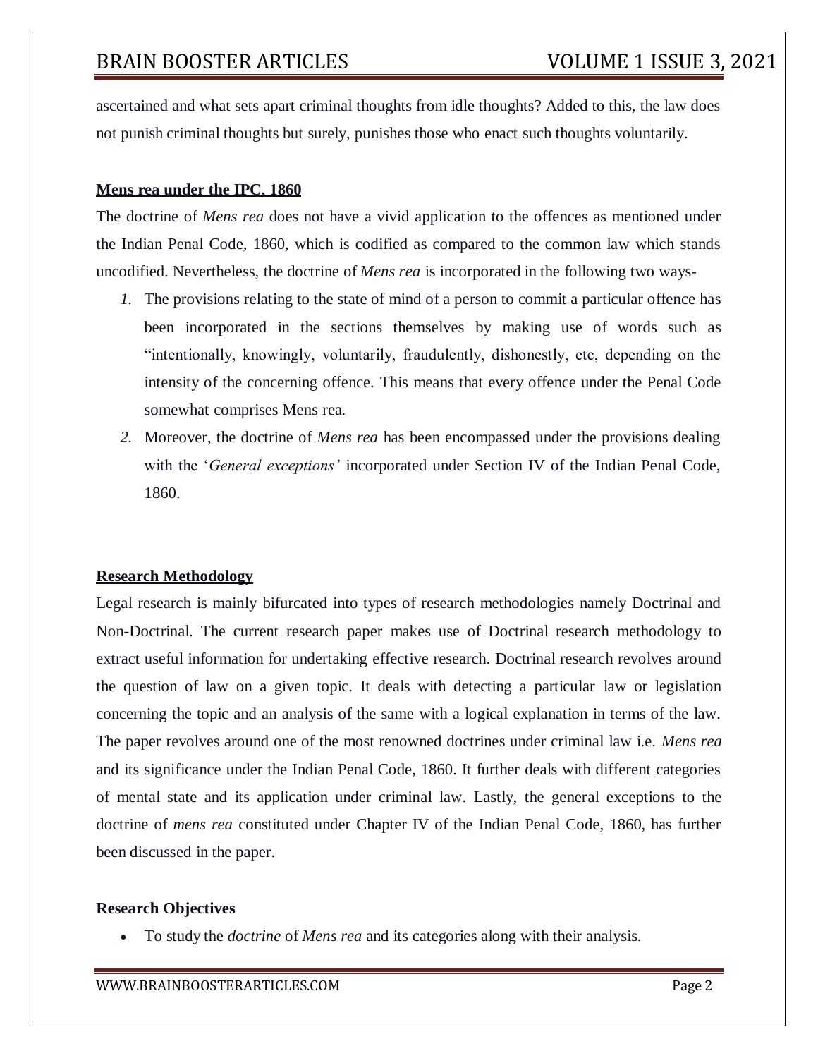ascertained and what sets apart criminal thoughts from idle thoughts? Added to this, the law does not punish criminal thoughts but surely, punishes those who enact such thoughts voluntarily.

## Mens rea under the IPC, 1860

The doctrine of *Mens rea* does not have a vivid application to the offences as mentioned under the Indian Penal Code, 1860, which is codified as compared to the common law which stands uncodified. Nevertheless, the doctrine of *Mens rea* is incorporated in the following two ways-

1. The provisions relating to the state of mind of a person to commit a particular offence has been incorporated in the sections themselves by making use of words such as "intentionally, knowingly, voluntarily, fraudulently, dishonestly, etc, depending on the intensity of the concerning offence. This means that every offence under the Penal Code somewhat comprises Mens rea.
2. Moreover, the doctrine of *Mens rea* has been encompassed under the provisions dealing with the '*General exceptions'* incorporated under Section IV of the Indian Penal Code, 1860.

## Research Methodology

Legal research is mainly bifurcated into types of research methodologies namely Doctrinal and Non-Doctrinal. The current research paper makes use of Doctrinal research methodology to extract useful information for undertaking effective research. Doctrinal research revolves around the question of law on a given topic. It deals with detecting a particular law or legislation concerning the topic and an analysis of the same with a logical explanation in terms of the law. The paper revolves around one of the most renowned doctrines under criminal law i.e. *Mens rea* and its significance under the Indian Penal Code, 1860. It further deals with different categories of mental state and its application under criminal law. Lastly, the general exceptions to the doctrine of *mens rea* constituted under Chapter IV of the Indian Penal Code, 1860, has further been discussed in the paper.

## Research Objectives

- To study the *doctrine* of *Mens rea* and its categories along with their analysis.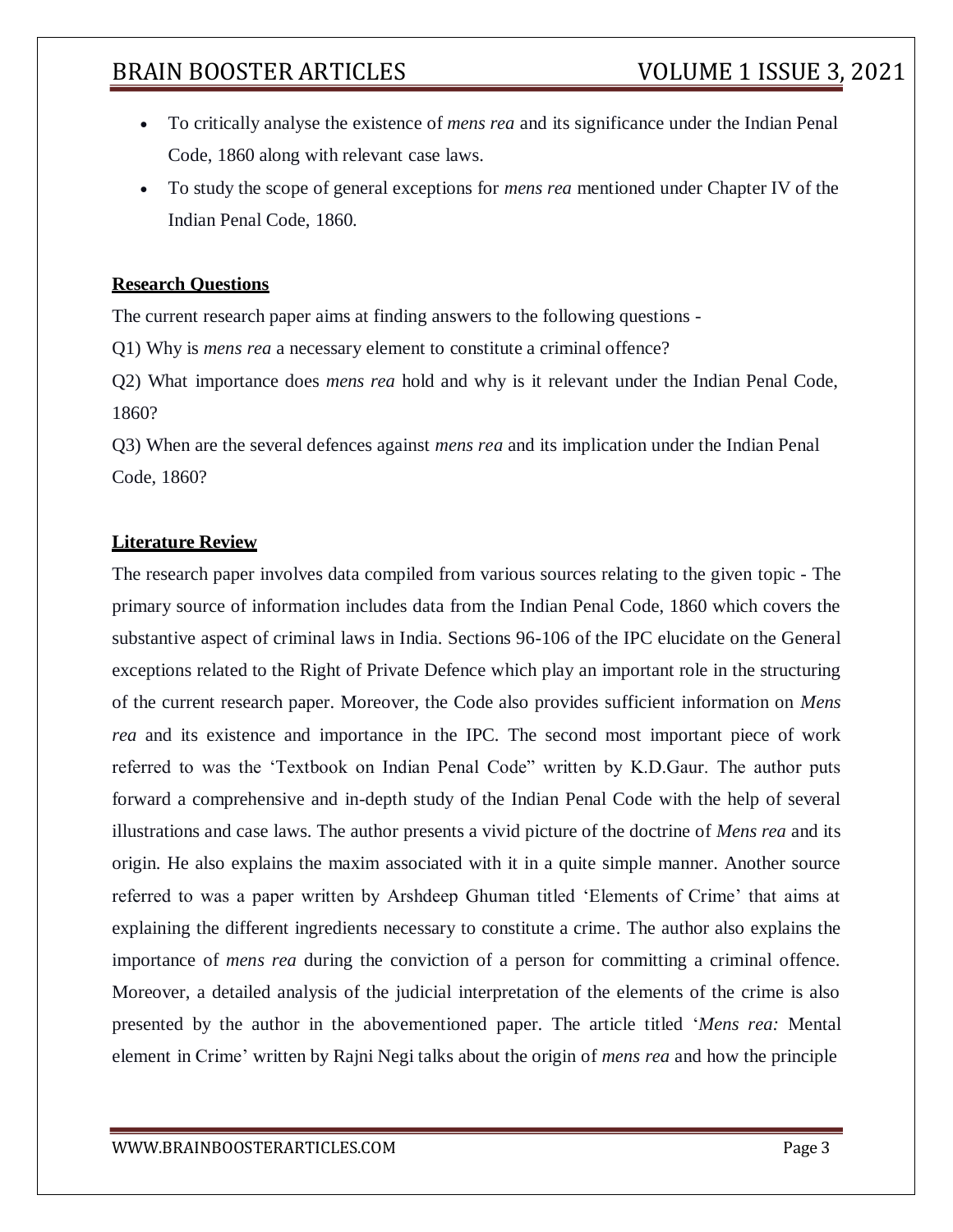- To critically analyse the existence of *mens rea* and its significance under the Indian Penal Code, 1860 along with relevant case laws.
- To study the scope of general exceptions for *mens rea* mentioned under Chapter IV of the Indian Penal Code, 1860.

**Research Questions**

The current research paper aims at finding answers to the following questions -

Q1) Why is *mens rea* a necessary element to constitute a criminal offence?

Q2) What importance does *mens rea* hold and why is it relevant under the Indian Penal Code, 1860?

Q3) When are the several defences against *mens rea* and its implication under the Indian Penal Code, 1860?

**Literature Review**

The research paper involves data compiled from various sources relating to the given topic - The primary source of information includes data from the Indian Penal Code, 1860 which covers the substantive aspect of criminal laws in India. Sections 96-106 of the IPC elucidate on the General exceptions related to the Right of Private Defence which play an important role in the structuring of the current research paper. Moreover, the Code also provides sufficient information on *Mens rea* and its existence and importance in the IPC. The second most important piece of work referred to was the 'Textbook on Indian Penal Code" written by K.D.Gaur. The author puts forward a comprehensive and in-depth study of the Indian Penal Code with the help of several illustrations and case laws. The author presents a vivid picture of the doctrine of *Mens rea* and its origin. He also explains the maxim associated with it in a quite simple manner. Another source referred to was a paper written by Arshdeep Ghuman titled 'Elements of Crime' that aims at explaining the different ingredients necessary to constitute a crime. The author also explains the importance of *mens rea* during the conviction of a person for committing a criminal offence. Moreover, a detailed analysis of the judicial interpretation of the elements of the crime is also presented by the author in the abovementioned paper. The article titled '*Mens rea:* Mental element in Crime' written by Rajni Negi talks about the origin of *mens rea* and how the principle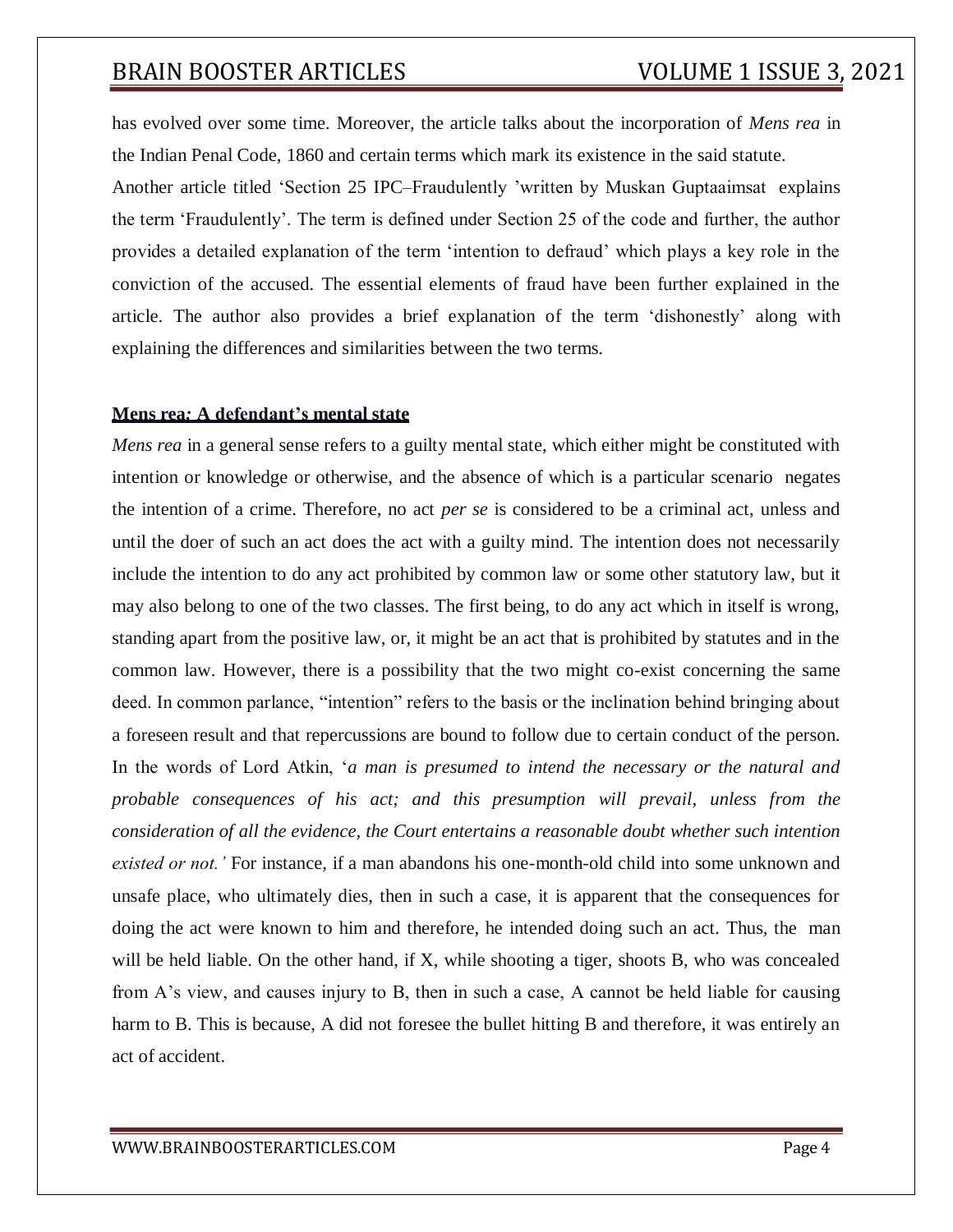has evolved over some time. Moreover, the article talks about the incorporation of *Mens rea* in the Indian Penal Code, 1860 and certain terms which mark its existence in the said statute.

Another article titled 'Section 25 IPC–Fraudulently 'written by Muskan Guptaaimsat explains the term 'Fraudulently'. The term is defined under Section 25 of the code and further, the author provides a detailed explanation of the term 'intention to defraud' which plays a key role in the conviction of the accused. The essential elements of fraud have been further explained in the article. The author also provides a brief explanation of the term 'dishonestly' along with explaining the differences and similarities between the two terms.

## Mens rea: A defendant's mental state

*Mens rea* in a general sense refers to a guilty mental state, which either might be constituted with intention or knowledge or otherwise, and the absence of which is a particular scenario negates the intention of a crime. Therefore, no act *per se* is considered to be a criminal act, unless and until the doer of such an act does the act with a guilty mind. The intention does not necessarily include the intention to do any act prohibited by common law or some other statutory law, but it may also belong to one of the two classes. The first being, to do any act which in itself is wrong, standing apart from the positive law, or, it might be an act that is prohibited by statutes and in the common law. However, there is a possibility that the two might co-exist concerning the same deed. In common parlance, "intention" refers to the basis or the inclination behind bringing about a foreseen result and that repercussions are bound to follow due to certain conduct of the person. In the words of Lord Atkin, '*a man is presumed to intend the necessary or the natural and probable consequences of his act; and this presumption will prevail, unless from the consideration of all the evidence, the Court entertains a reasonable doubt whether such intention existed or not.'* For instance, if a man abandons his one-month-old child into some unknown and unsafe place, who ultimately dies, then in such a case, it is apparent that the consequences for doing the act were known to him and therefore, he intended doing such an act. Thus, the man will be held liable. On the other hand, if X, while shooting a tiger, shoots B, who was concealed from A's view, and causes injury to B, then in such a case, A cannot be held liable for causing harm to B. This is because, A did not foresee the bullet hitting B and therefore, it was entirely an act of accident.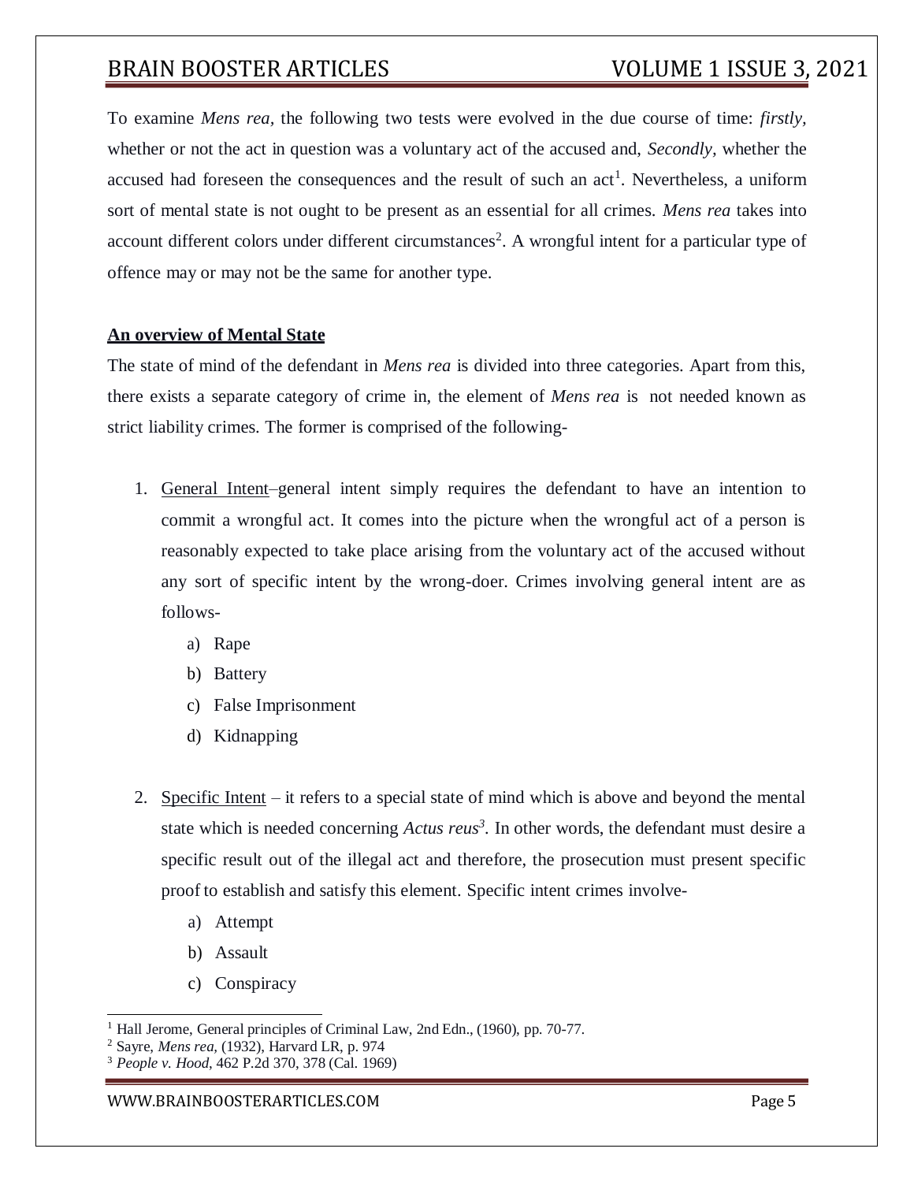To examine *Mens rea*, the following two tests were evolved in the due course of time: *firstly*, whether or not the act in question was a voluntary act of the accused and, *Secondly*, whether the accused had foreseen the consequences and the result of such an act[1]. Nevertheless, a uniform sort of mental state is not ought to be present as an essential for all crimes. *Mens rea* takes into account different colors under different circumstances[2]. A wrongful intent for a particular type of offence may or may not be the same for another type.

**An overview of Mental State**

The state of mind of the defendant in *Mens rea* is divided into three categories. Apart from this, there exists a separate category of crime in, the element of *Mens rea* is not needed known as strict liability crimes. The former is comprised of the following-

1. General Intent–general intent simply requires the defendant to have an intention to commit a wrongful act. It comes into the picture when the wrongful act of a person is reasonably expected to take place arising from the voluntary act of the accused without any sort of specific intent by the wrong-doer. Crimes involving general intent are as follows-
   a) Rape
   b) Battery
   c) False Imprisonment
   d) Kidnapping

2. Specific Intent – it refers to a special state of mind which is above and beyond the mental state which is needed concerning *Actus reus*[3]. In other words, the defendant must desire a specific result out of the illegal act and therefore, the prosecution must present specific proof to establish and satisfy this element. Specific intent crimes involve-
   a) Attempt
   b) Assault
   c) Conspiracy

---

[1] Hall Jerome, General principles of Criminal Law, 2nd Edn., (1960), pp. 70-77.

[2] Sayre, *Mens rea*, (1932), Harvard LR, p. 974

[3] *People v. Hood*, 462 P.2d 370, 378 (Cal. 1969)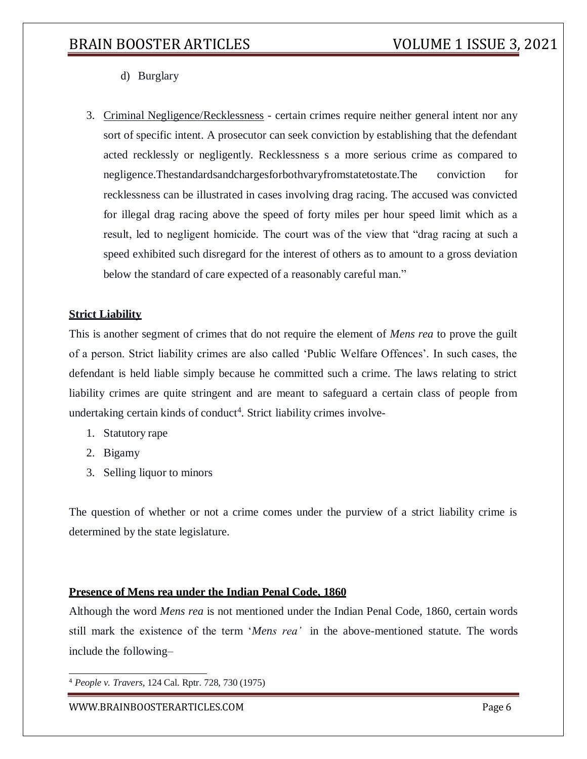d) Burglary

3. Criminal Negligence/Recklessness - certain crimes require neither general intent nor any sort of specific intent. A prosecutor can seek conviction by establishing that the defendant acted recklessly or negligently. Recklessness s a more serious crime as compared to negligence.Thestandardsandchargesforbothvaryfromstatetostate.The conviction for recklessness can be illustrated in cases involving drag racing. The accused was convicted for illegal drag racing above the speed of forty miles per hour speed limit which as a result, led to negligent homicide. The court was of the view that "drag racing at such a speed exhibited such disregard for the interest of others as to amount to a gross deviation below the standard of care expected of a reasonably careful man."

**Strict Liability**

This is another segment of crimes that do not require the element of *Mens rea* to prove the guilt of a person. Strict liability crimes are also called 'Public Welfare Offences'. In such cases, the defendant is held liable simply because he committed such a crime. The laws relating to strict liability crimes are quite stringent and are meant to safeguard a certain class of people from undertaking certain kinds of conduct[4]. Strict liability crimes involve-

1. Statutory rape
2. Bigamy
3. Selling liquor to minors

The question of whether or not a crime comes under the purview of a strict liability crime is determined by the state legislature.

**Presence of Mens rea under the Indian Penal Code, 1860**

Although the word *Mens rea* is not mentioned under the Indian Penal Code, 1860, certain words still mark the existence of the term '*Mens rea'* in the above-mentioned statute. The words include the following–

---

[4] *People v. Travers*, 124 Cal. Rptr. 728, 730 (1975)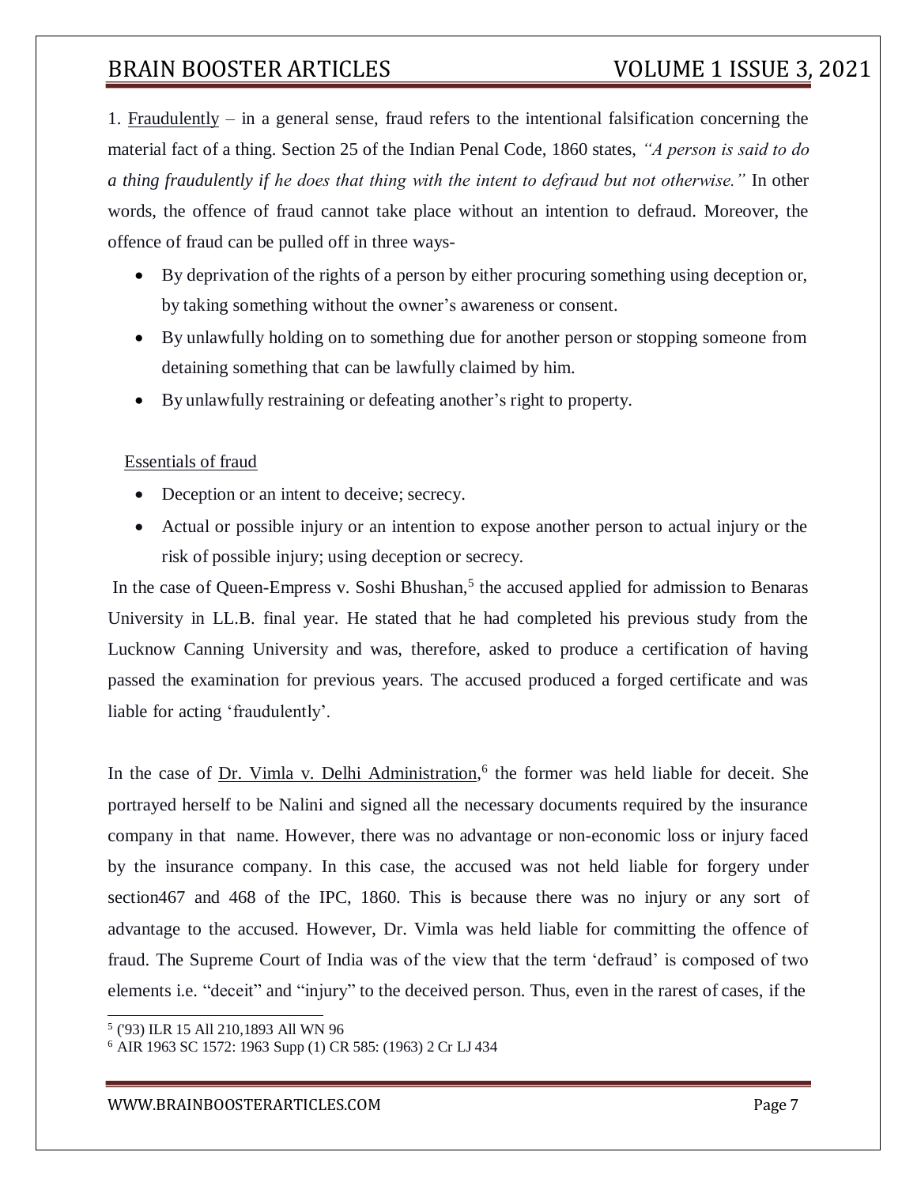1. Fraudulently – in a general sense, fraud refers to the intentional falsification concerning the material fact of a thing. Section 25 of the Indian Penal Code, 1860 states, *"A person is said to do a thing fraudulently if he does that thing with the intent to defraud but not otherwise."* In other words, the offence of fraud cannot take place without an intention to defraud. Moreover, the offence of fraud can be pulled off in three ways-

- By deprivation of the rights of a person by either procuring something using deception or, by taking something without the owner's awareness or consent.
- By unlawfully holding on to something due for another person or stopping someone from detaining something that can be lawfully claimed by him.
- By unlawfully restraining or defeating another's right to property.

Essentials of fraud

- Deception or an intent to deceive; secrecy.
- Actual or possible injury or an intention to expose another person to actual injury or the risk of possible injury; using deception or secrecy.

In the case of Queen-Empress v. Soshi Bhushan,[5] the accused applied for admission to Benaras University in LL.B. final year. He stated that he had completed his previous study from the Lucknow Canning University and was, therefore, asked to produce a certification of having passed the examination for previous years. The accused produced a forged certificate and was liable for acting 'fraudulently'.

In the case of Dr. Vimla v. Delhi Administration,[6] the former was held liable for deceit. She portrayed herself to be Nalini and signed all the necessary documents required by the insurance company in that name. However, there was no advantage or non-economic loss or injury faced by the insurance company. In this case, the accused was not held liable for forgery under section467 and 468 of the IPC, 1860. This is because there was no injury or any sort of advantage to the accused. However, Dr. Vimla was held liable for committing the offence of fraud. The Supreme Court of India was of the view that the term 'defraud' is composed of two elements i.e. "deceit" and "injury" to the deceived person. Thus, even in the rarest of cases, if the

[5] ('93) ILR 15 All 210,1893 All WN 96

[6] AIR 1963 SC 1572: 1963 Supp (1) CR 585: (1963) 2 Cr LJ 434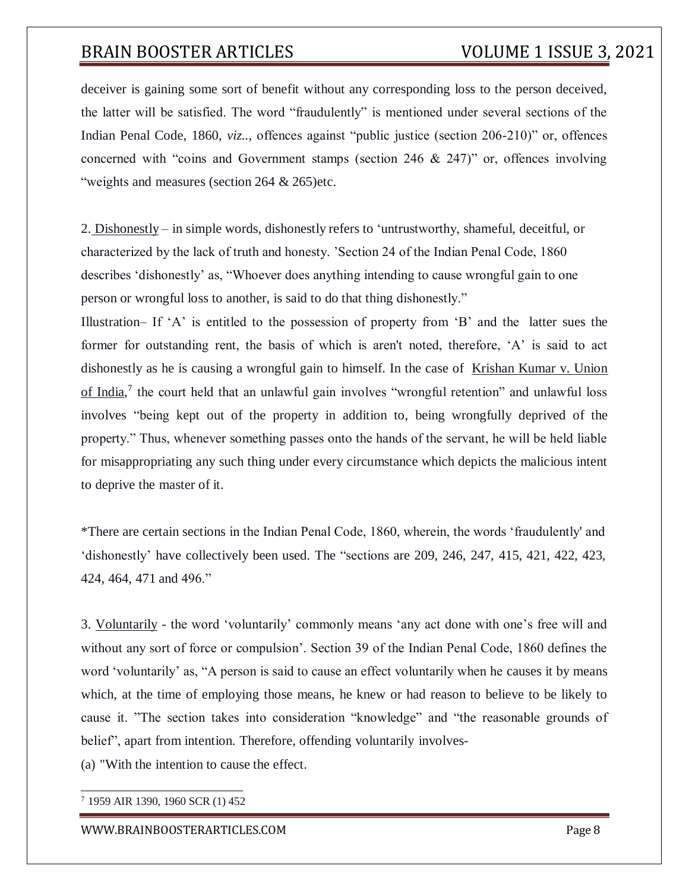deceiver is gaining some sort of benefit without any corresponding loss to the person deceived, the latter will be satisfied. The word "fraudulently" is mentioned under several sections of the Indian Penal Code, 1860, *viz..*, offences against "public justice (section 206-210)" or, offences concerned with "coins and Government stamps (section 246 & 247)" or, offences involving "weights and measures (section 264 & 265)etc.

2. <u>Dishonestly</u> – in simple words, dishonestly refers to 'untrustworthy, shameful, deceitful, or characterized by the lack of truth and honesty. 'Section 24 of the Indian Penal Code, 1860 describes 'dishonestly' as, "Whoever does anything intending to cause wrongful gain to one person or wrongful loss to another, is said to do that thing dishonestly."

Illustration– If 'A' is entitled to the possession of property from 'B' and the latter sues the former for outstanding rent, the basis of which is aren't noted, therefore, 'A' is said to act dishonestly as he is causing a wrongful gain to himself. In the case of <u>Krishan Kumar v. Union of India</u>,[7] the court held that an unlawful gain involves "wrongful retention" and unlawful loss involves "being kept out of the property in addition to, being wrongfully deprived of the property." Thus, whenever something passes onto the hands of the servant, he will be held liable for misappropriating any such thing under every circumstance which depicts the malicious intent to deprive the master of it.

*There are certain sections in the Indian Penal Code, 1860, wherein, the words 'fraudulently' and 'dishonestly' have collectively been used. The "sections are 209, 246, 247, 415, 421, 422, 423, 424, 464, 471 and 496."

3. <u>Voluntarily</u> - the word 'voluntarily' commonly means 'any act done with one's free will and without any sort of force or compulsion'. Section 39 of the Indian Penal Code, 1860 defines the word 'voluntarily' as, "A person is said to cause an effect voluntarily when he causes it by means which, at the time of employing those means, he knew or had reason to believe to be likely to cause it. "The section takes into consideration "knowledge" and "the reasonable grounds of belief", apart from intention. Therefore, offending voluntarily involves-

(a) "With the intention to cause the effect.

---

[7] 1959 AIR 1390, 1960 SCR (1) 452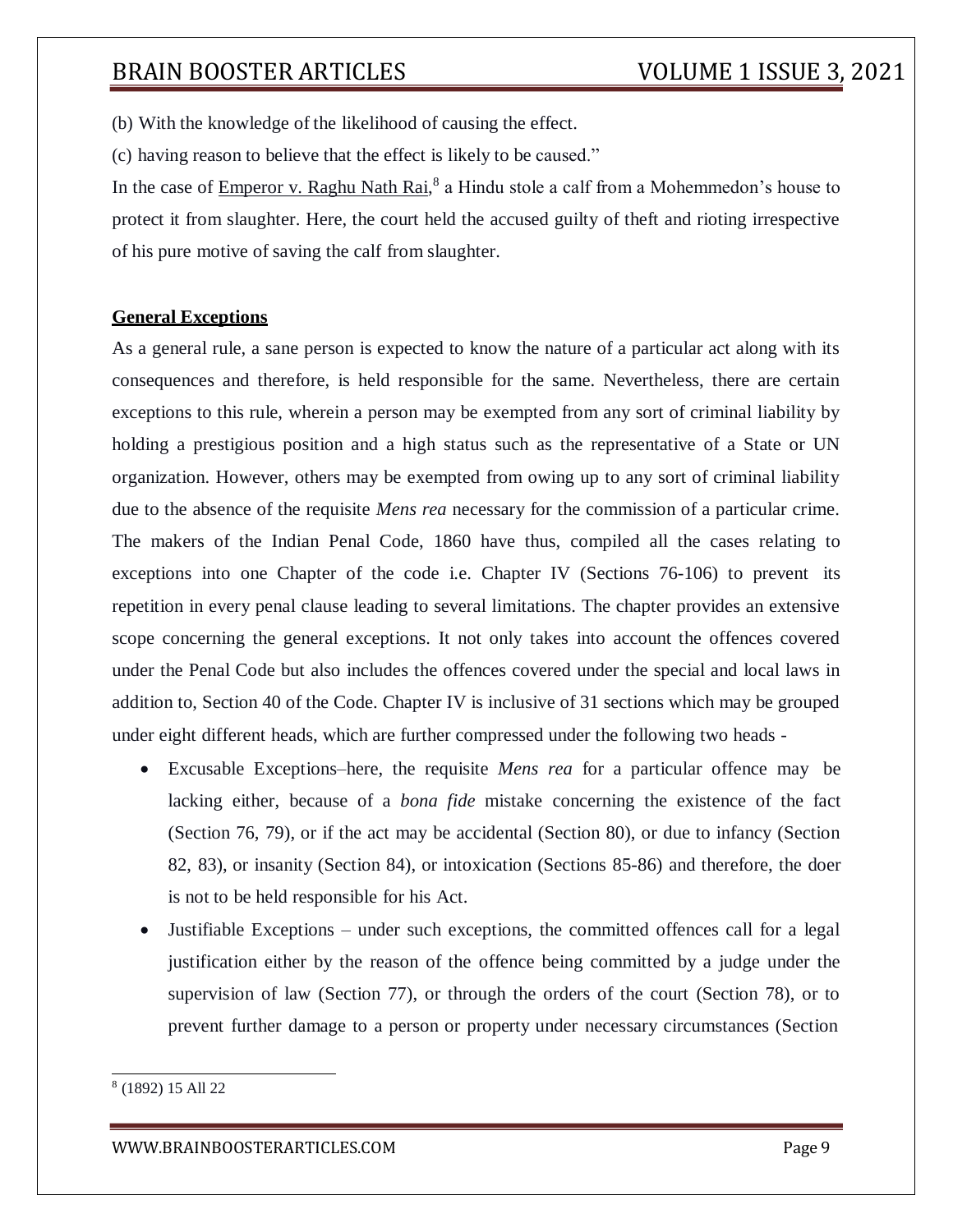(b) With the knowledge of the likelihood of causing the effect.

(c) having reason to believe that the effect is likely to be caused."

In the case of Emperor v. Raghu Nath Rai,[8] a Hindu stole a calf from a Mohemmedon's house to protect it from slaughter. Here, the court held the accused guilty of theft and rioting irrespective of his pure motive of saving the calf from slaughter.

## General Exceptions

As a general rule, a sane person is expected to know the nature of a particular act along with its consequences and therefore, is held responsible for the same. Nevertheless, there are certain exceptions to this rule, wherein a person may be exempted from any sort of criminal liability by holding a prestigious position and a high status such as the representative of a State or UN organization. However, others may be exempted from owing up to any sort of criminal liability due to the absence of the requisite *Mens rea* necessary for the commission of a particular crime. The makers of the Indian Penal Code, 1860 have thus, compiled all the cases relating to exceptions into one Chapter of the code i.e. Chapter IV (Sections 76-106) to prevent its repetition in every penal clause leading to several limitations. The chapter provides an extensive scope concerning the general exceptions. It not only takes into account the offences covered under the Penal Code but also includes the offences covered under the special and local laws in addition to, Section 40 of the Code. Chapter IV is inclusive of 31 sections which may be grouped under eight different heads, which are further compressed under the following two heads -

- Excusable Exceptions–here, the requisite *Mens rea* for a particular offence may be lacking either, because of a *bona fide* mistake concerning the existence of the fact (Section 76, 79), or if the act may be accidental (Section 80), or due to infancy (Section 82, 83), or insanity (Section 84), or intoxication (Sections 85-86) and therefore, the doer is not to be held responsible for his Act.
- Justifiable Exceptions – under such exceptions, the committed offences call for a legal justification either by the reason of the offence being committed by a judge under the supervision of law (Section 77), or through the orders of the court (Section 78), or to prevent further damage to a person or property under necessary circumstances (Section

---

[8] (1892) 15 All 22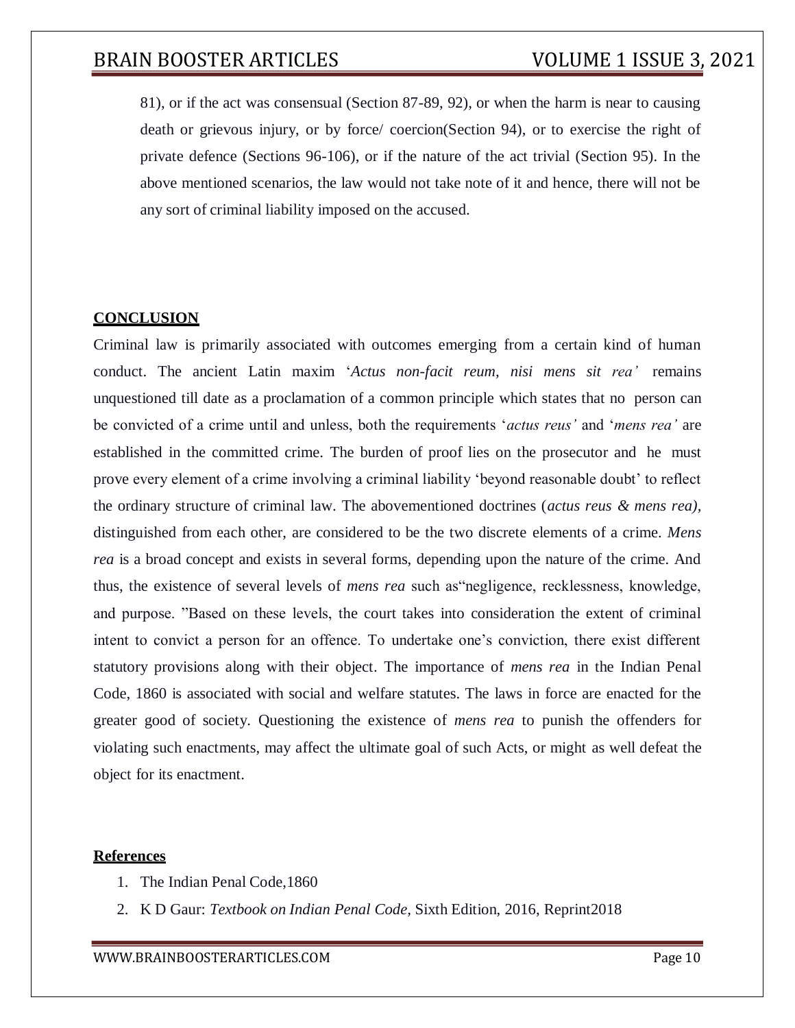81), or if the act was consensual (Section 87-89, 92), or when the harm is near to causing death or grievous injury, or by force/ coercion(Section 94), or to exercise the right of private defence (Sections 96-106), or if the nature of the act trivial (Section 95). In the above mentioned scenarios, the law would not take note of it and hence, there will not be any sort of criminal liability imposed on the accused.

## **CONCLUSION**

Criminal law is primarily associated with outcomes emerging from a certain kind of human conduct. The ancient Latin maxim '*Actus non-facit reum, nisi mens sit rea'* remains unquestioned till date as a proclamation of a common principle which states that no person can be convicted of a crime until and unless, both the requirements '*actus reus'* and '*mens rea'* are established in the committed crime. The burden of proof lies on the prosecutor and he must prove every element of a crime involving a criminal liability 'beyond reasonable doubt' to reflect the ordinary structure of criminal law. The abovementioned doctrines (*actus reus & mens rea)*, distinguished from each other, are considered to be the two discrete elements of a crime. *Mens rea* is a broad concept and exists in several forms, depending upon the nature of the crime. And thus, the existence of several levels of *mens rea* such as"negligence, recklessness, knowledge, and purpose. "Based on these levels, the court takes into consideration the extent of criminal intent to convict a person for an offence. To undertake one's conviction, there exist different statutory provisions along with their object. The importance of *mens rea* in the Indian Penal Code, 1860 is associated with social and welfare statutes. The laws in force are enacted for the greater good of society. Questioning the existence of *mens rea* to punish the offenders for violating such enactments, may affect the ultimate goal of such Acts, or might as well defeat the object for its enactment.

## **References**

1. The Indian Penal Code,1860
2. K D Gaur: *Textbook on Indian Penal Code,* Sixth Edition, 2016, Reprint2018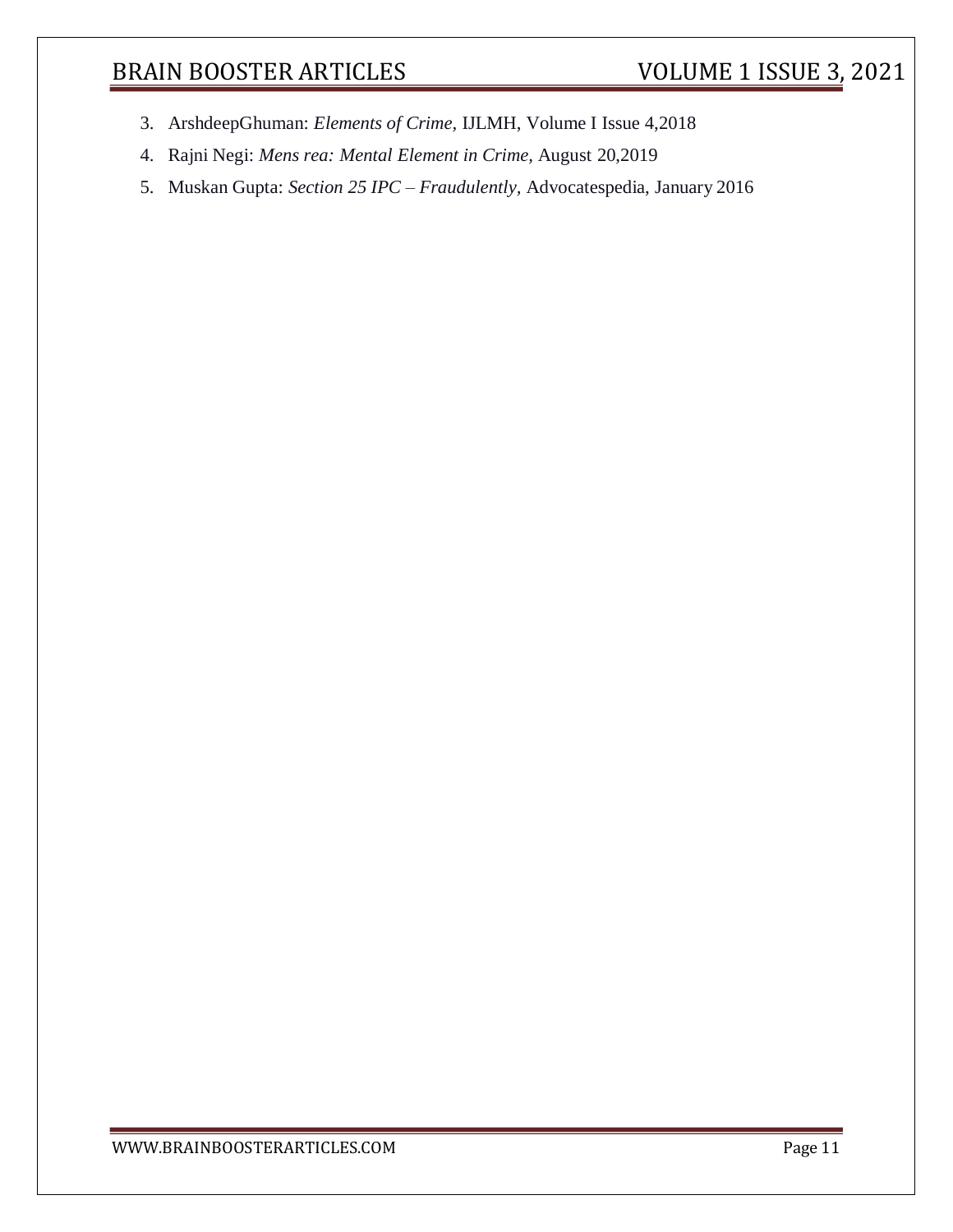3. ArshdeepGhuman: *Elements of Crime,* IJLMH, Volume I Issue 4,2018
4. Rajni Negi: *Mens rea: Mental Element in Crime,* August 20,2019
5. Muskan Gupta: *Section 25 IPC – Fraudulently,* Advocatespedia, January 2016